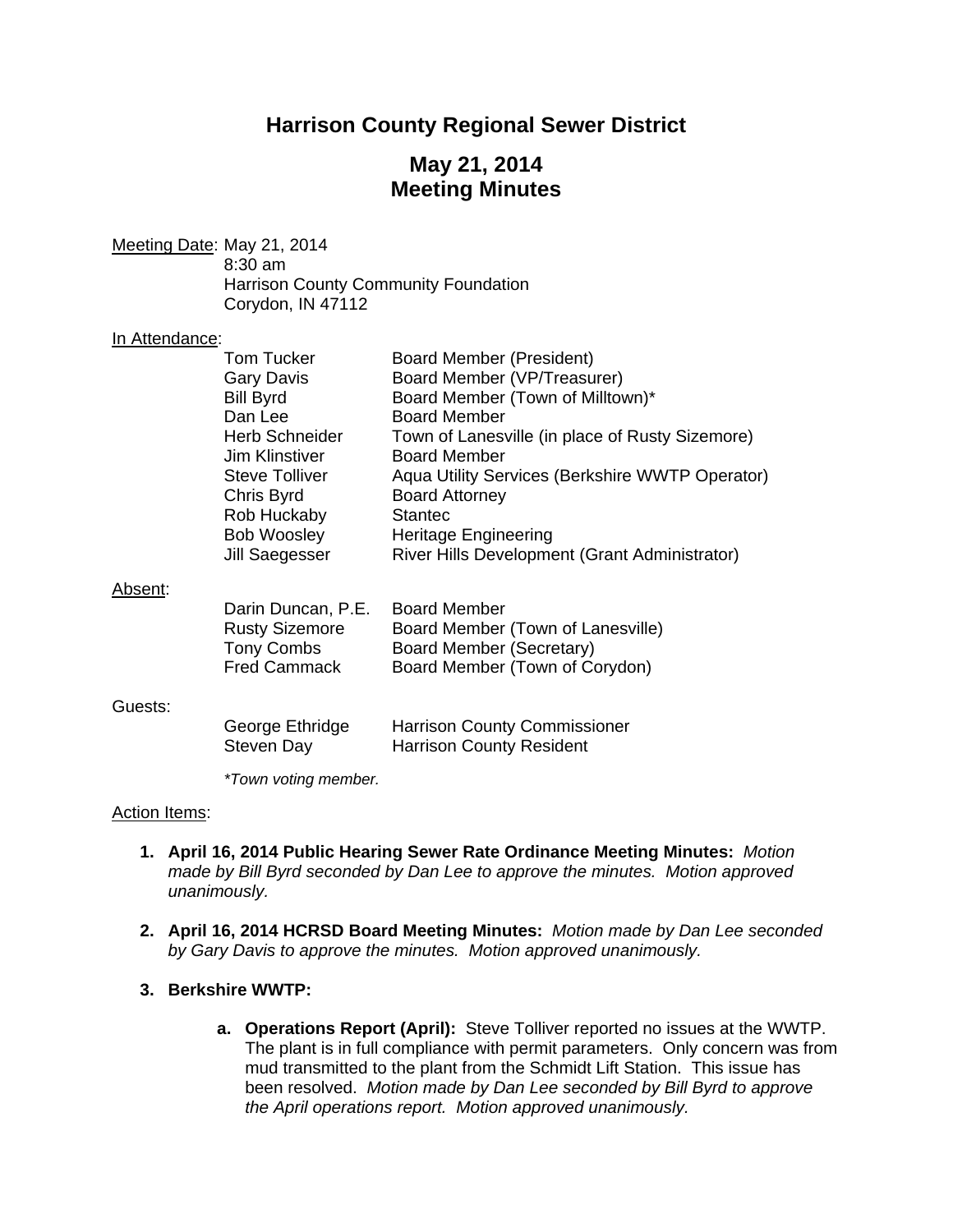# Harrison County Regional Sewer District

## May 21, 2014
## Meeting Minutes

<u>Meeting Date</u>: May 21, 2014
8:30 am
Harrison County Community Foundation
Corydon, IN 47112

<u>In Attendance</u>:

| | |
|---|---|
| Tom Tucker | Board Member (President) |
| Gary Davis | Board Member (VP/Treasurer) |
| Bill Byrd | Board Member (Town of Milltown)* |
| Dan Lee | Board Member |
| Herb Schneider | Town of Lanesville (in place of Rusty Sizemore) |
| Jim Klinstiver | Board Member |
| Steve Tolliver | Aqua Utility Services (Berkshire WWTP Operator) |
| Chris Byrd | Board Attorney |
| Rob Huckaby | Stantec |
| Bob Woosley | Heritage Engineering |
| Jill Saegesser | River Hills Development (Grant Administrator) |

<u>Absent</u>:

| | |
|---|---|
| Darin Duncan, P.E. | Board Member |
| Rusty Sizemore | Board Member (Town of Lanesville) |
| Tony Combs | Board Member (Secretary) |
| Fred Cammack | Board Member (Town of Corydon) |

Guests:

| | |
|---|---|
| George Ethridge | Harrison County Commissioner |
| Steven Day | Harrison County Resident |

*\*Town voting member.*

<u>Action Items</u>:

1. **April 16, 2014 Public Hearing Sewer Rate Ordinance Meeting Minutes:** *Motion made by Bill Byrd seconded by Dan Lee to approve the minutes. Motion approved unanimously.*

2. **April 16, 2014 HCRSD Board Meeting Minutes:** *Motion made by Dan Lee seconded by Gary Davis to approve the minutes. Motion approved unanimously.*

3. **Berkshire WWTP:**

   a. **Operations Report (April):** Steve Tolliver reported no issues at the WWTP. The plant is in full compliance with permit parameters. Only concern was from mud transmitted to the plant from the Schmidt Lift Station. This issue has been resolved. *Motion made by Dan Lee seconded by Bill Byrd to approve the April operations report. Motion approved unanimously.*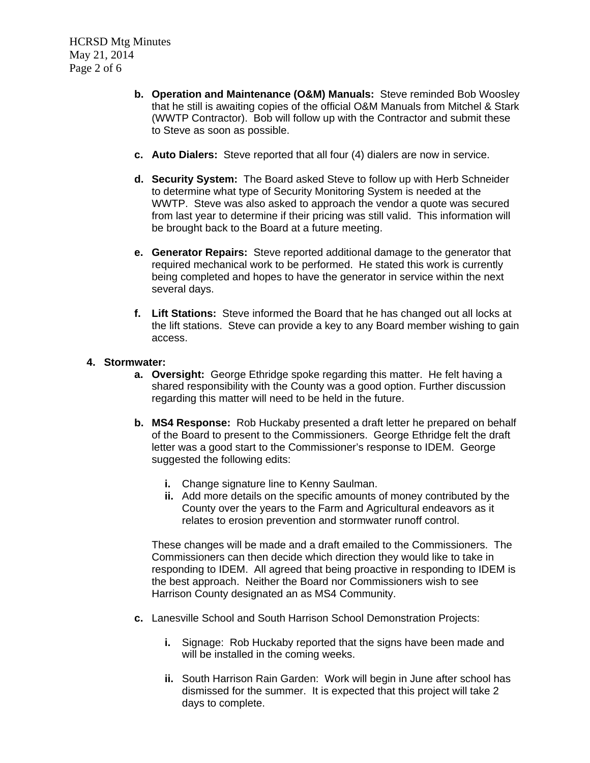b. **Operation and Maintenance (O&M) Manuals:** Steve reminded Bob Woosley that he still is awaiting copies of the official O&M Manuals from Mitchel & Stark (WWTP Contractor). Bob will follow up with the Contractor and submit these to Steve as soon as possible.

c. **Auto Dialers:** Steve reported that all four (4) dialers are now in service.

d. **Security System:** The Board asked Steve to follow up with Herb Schneider to determine what type of Security Monitoring System is needed at the WWTP. Steve was also asked to approach the vendor a quote was secured from last year to determine if their pricing was still valid. This information will be brought back to the Board at a future meeting.

e. **Generator Repairs:** Steve reported additional damage to the generator that required mechanical work to be performed. He stated this work is currently being completed and hopes to have the generator in service within the next several days.

f. **Lift Stations:** Steve informed the Board that he has changed out all locks at the lift stations. Steve can provide a key to any Board member wishing to gain access.

4. **Stormwater:**

a. **Oversight:** George Ethridge spoke regarding this matter. He felt having a shared responsibility with the County was a good option. Further discussion regarding this matter will need to be held in the future.

b. **MS4 Response:** Rob Huckaby presented a draft letter he prepared on behalf of the Board to present to the Commissioners. George Ethridge felt the draft letter was a good start to the Commissioner's response to IDEM. George suggested the following edits:

   i. Change signature line to Kenny Saulman.
   ii. Add more details on the specific amounts of money contributed by the County over the years to the Farm and Agricultural endeavors as it relates to erosion prevention and stormwater runoff control.

These changes will be made and a draft emailed to the Commissioners. The Commissioners can then decide which direction they would like to take in responding to IDEM. All agreed that being proactive in responding to IDEM is the best approach. Neither the Board nor Commissioners wish to see Harrison County designated an as MS4 Community.

c. Lanesville School and South Harrison School Demonstration Projects:

   i. Signage: Rob Huckaby reported that the signs have been made and will be installed in the coming weeks.

   ii. South Harrison Rain Garden: Work will begin in June after school has dismissed for the summer. It is expected that this project will take 2 days to complete.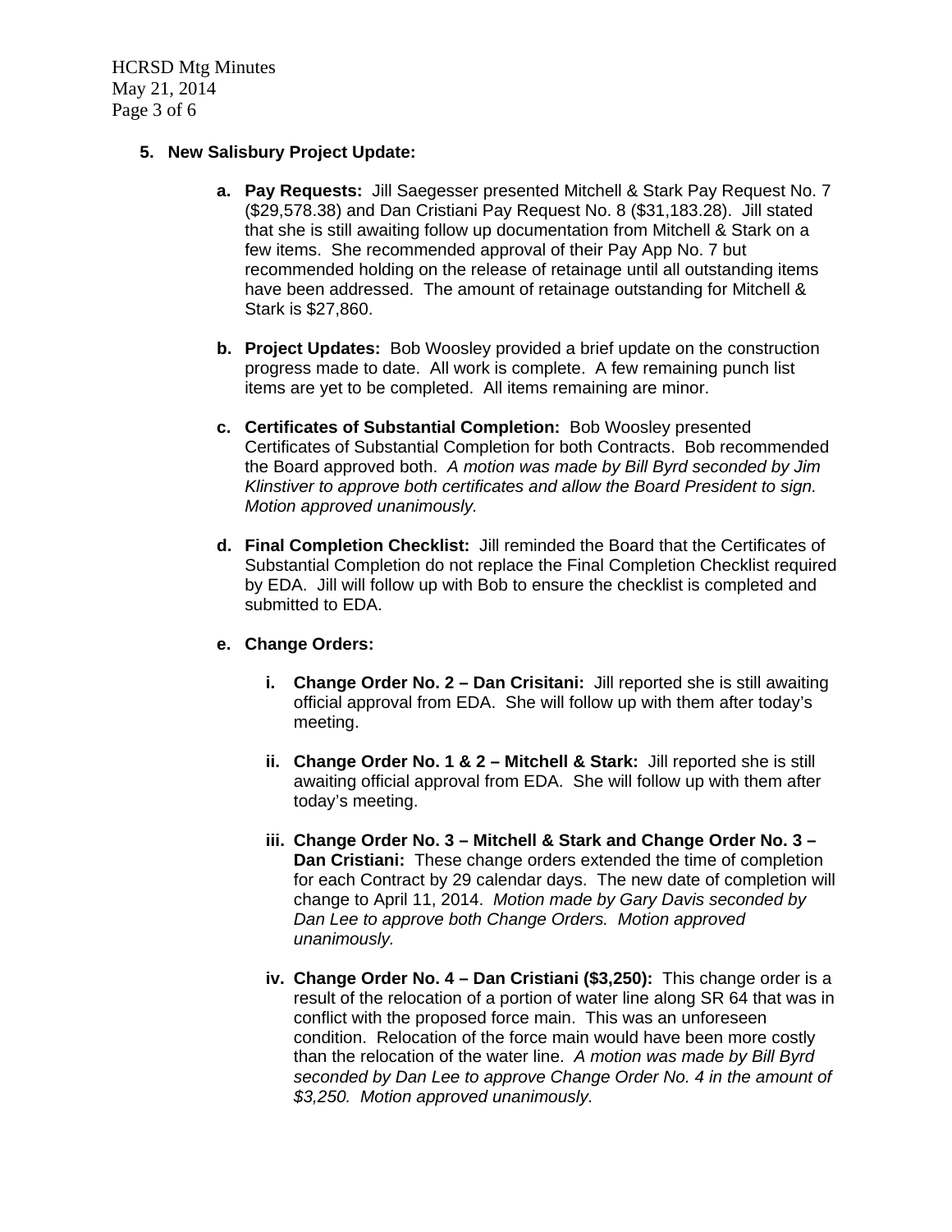5. **New Salisbury Project Update:**

   a. **Pay Requests:** Jill Saegesser presented Mitchell & Stark Pay Request No. 7 ($29,578.38) and Dan Cristiani Pay Request No. 8 ($31,183.28). Jill stated that she is still awaiting follow up documentation from Mitchell & Stark on a few items. She recommended approval of their Pay App No. 7 but recommended holding on the release of retainage until all outstanding items have been addressed. The amount of retainage outstanding for Mitchell & Stark is $27,860.

   b. **Project Updates:** Bob Woosley provided a brief update on the construction progress made to date. All work is complete. A few remaining punch list items are yet to be completed. All items remaining are minor.

   c. **Certificates of Substantial Completion:** Bob Woosley presented Certificates of Substantial Completion for both Contracts. Bob recommended the Board approved both. *A motion was made by Bill Byrd seconded by Jim Klinstiver to approve both certificates and allow the Board President to sign. Motion approved unanimously.*

   d. **Final Completion Checklist:** Jill reminded the Board that the Certificates of Substantial Completion do not replace the Final Completion Checklist required by EDA. Jill will follow up with Bob to ensure the checklist is completed and submitted to EDA.

   e. **Change Orders:**

      i. **Change Order No. 2 – Dan Crisitani:** Jill reported she is still awaiting official approval from EDA. She will follow up with them after today's meeting.

      ii. **Change Order No. 1 & 2 – Mitchell & Stark:** Jill reported she is still awaiting official approval from EDA. She will follow up with them after today's meeting.

      iii. **Change Order No. 3 – Mitchell & Stark and Change Order No. 3 – Dan Cristiani:** These change orders extended the time of completion for each Contract by 29 calendar days. The new date of completion will change to April 11, 2014. *Motion made by Gary Davis seconded by Dan Lee to approve both Change Orders. Motion approved unanimously.*

      iv. **Change Order No. 4 – Dan Cristiani ($3,250):** This change order is a result of the relocation of a portion of water line along SR 64 that was in conflict with the proposed force main. This was an unforeseen condition. Relocation of the force main would have been more costly than the relocation of the water line. *A motion was made by Bill Byrd seconded by Dan Lee to approve Change Order No. 4 in the amount of $3,250. Motion approved unanimously.*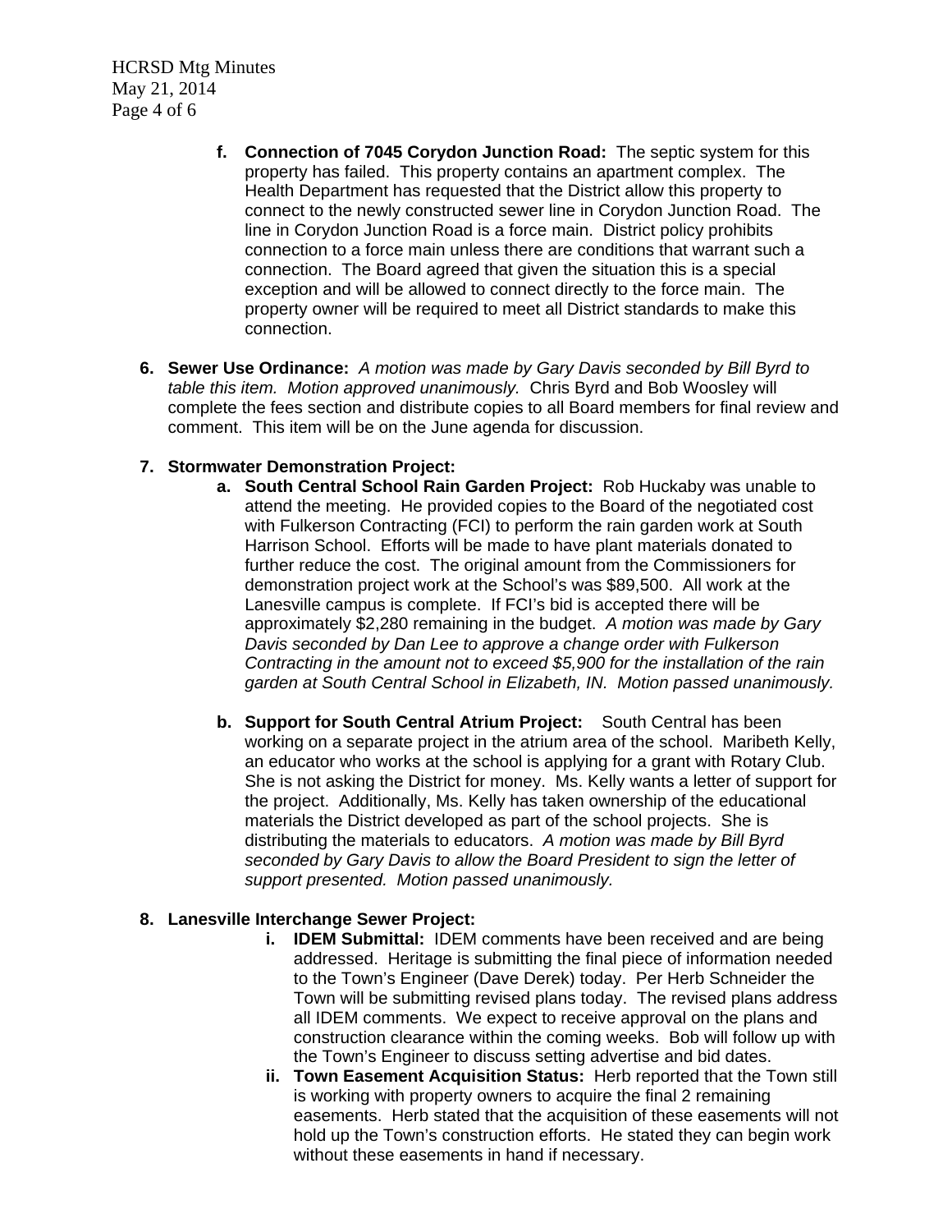f. **Connection of 7045 Corydon Junction Road:** The septic system for this property has failed. This property contains an apartment complex. The Health Department has requested that the District allow this property to connect to the newly constructed sewer line in Corydon Junction Road. The line in Corydon Junction Road is a force main. District policy prohibits connection to a force main unless there are conditions that warrant such a connection. The Board agreed that given the situation this is a special exception and will be allowed to connect directly to the force main. The property owner will be required to meet all District standards to make this connection.

6. **Sewer Use Ordinance:** *A motion was made by Gary Davis seconded by Bill Byrd to table this item. Motion approved unanimously.* Chris Byrd and Bob Woosley will complete the fees section and distribute copies to all Board members for final review and comment. This item will be on the June agenda for discussion.

7. **Stormwater Demonstration Project:**
   a. **South Central School Rain Garden Project:** Rob Huckaby was unable to attend the meeting. He provided copies to the Board of the negotiated cost with Fulkerson Contracting (FCI) to perform the rain garden work at South Harrison School. Efforts will be made to have plant materials donated to further reduce the cost. The original amount from the Commissioners for demonstration project work at the School's was $89,500. All work at the Lanesville campus is complete. If FCI's bid is accepted there will be approximately $2,280 remaining in the budget. *A motion was made by Gary Davis seconded by Dan Lee to approve a change order with Fulkerson Contracting in the amount not to exceed $5,900 for the installation of the rain garden at South Central School in Elizabeth, IN. Motion passed unanimously.*

   b. **Support for South Central Atrium Project:** South Central has been working on a separate project in the atrium area of the school. Maribeth Kelly, an educator who works at the school is applying for a grant with Rotary Club. She is not asking the District for money. Ms. Kelly wants a letter of support for the project. Additionally, Ms. Kelly has taken ownership of the educational materials the District developed as part of the school projects. She is distributing the materials to educators. *A motion was made by Bill Byrd seconded by Gary Davis to allow the Board President to sign the letter of support presented. Motion passed unanimously.*

8. **Lanesville Interchange Sewer Project:**
   i. **IDEM Submittal:** IDEM comments have been received and are being addressed. Heritage is submitting the final piece of information needed to the Town's Engineer (Dave Derek) today. Per Herb Schneider the Town will be submitting revised plans today. The revised plans address all IDEM comments. We expect to receive approval on the plans and construction clearance within the coming weeks. Bob will follow up with the Town's Engineer to discuss setting advertise and bid dates.
   ii. **Town Easement Acquisition Status:** Herb reported that the Town still is working with property owners to acquire the final 2 remaining easements. Herb stated that the acquisition of these easements will not hold up the Town's construction efforts. He stated they can begin work without these easements in hand if necessary.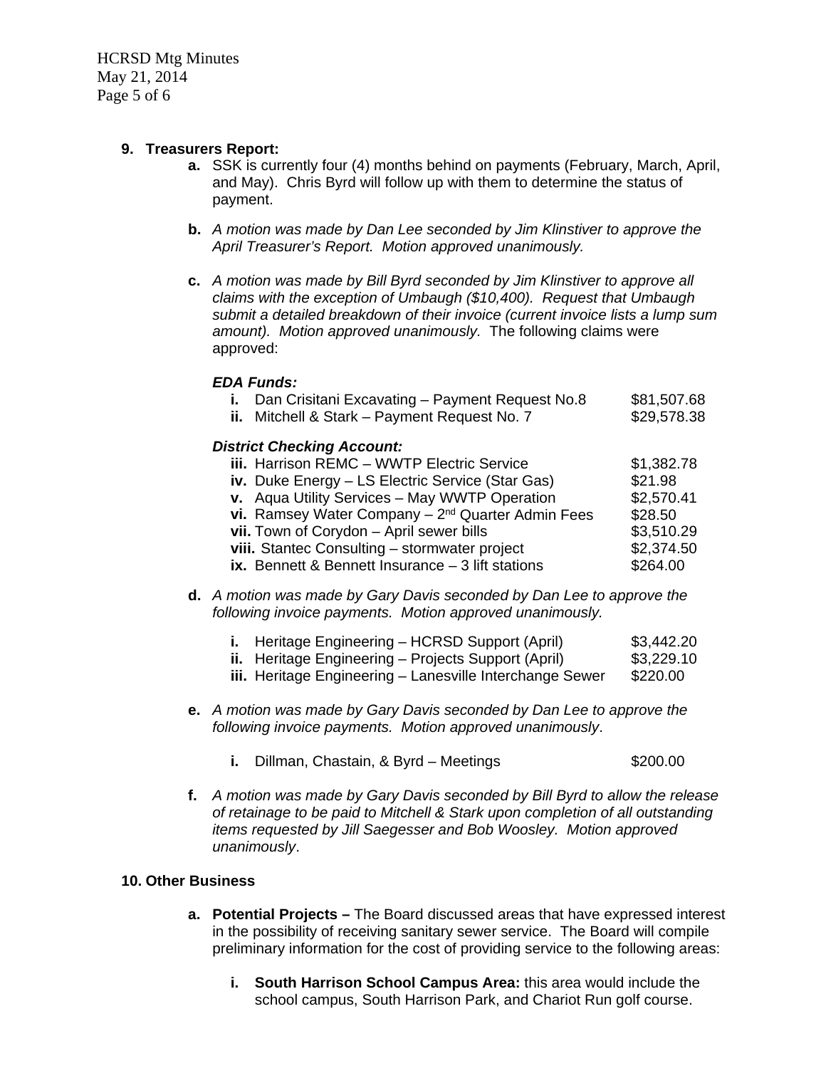**9. Treasurers Report:**

**a.** SSK is currently four (4) months behind on payments (February, March, April, and May). Chris Byrd will follow up with them to determine the status of payment.

**b.** *A motion was made by Dan Lee seconded by Jim Klinstiver to approve the April Treasurer's Report. Motion approved unanimously.*

**c.** *A motion was made by Bill Byrd seconded by Jim Klinstiver to approve all claims with the exception of Umbaugh ($10,400). Request that Umbaugh submit a detailed breakdown of their invoice (current invoice lists a lump sum amount). Motion approved unanimously.* The following claims were approved:

***EDA Funds:***

| | |
|---|---|
| **i.** Dan Crisitani Excavating – Payment Request No.8 | $81,507.68 |
| **ii.** Mitchell & Stark – Payment Request No. 7 | $29,578.38 |

***District Checking Account:***

| | |
|---|---|
| **iii.** Harrison REMC – WWTP Electric Service | $1,382.78 |
| **iv.** Duke Energy – LS Electric Service (Star Gas) | $21.98 |
| **v.** Aqua Utility Services – May WWTP Operation | $2,570.41 |
| **vi.** Ramsey Water Company – 2nd Quarter Admin Fees | $28.50 |
| **vii.** Town of Corydon – April sewer bills | $3,510.29 |
| **viii.** Stantec Consulting – stormwater project | $2,374.50 |
| **ix.** Bennett & Bennett Insurance – 3 lift stations | $264.00 |

**d.** *A motion was made by Gary Davis seconded by Dan Lee to approve the following invoice payments. Motion approved unanimously.*

| | |
|---|---|
| **i.** Heritage Engineering – HCRSD Support (April) | $3,442.20 |
| **ii.** Heritage Engineering – Projects Support (April) | $3,229.10 |
| **iii.** Heritage Engineering – Lanesville Interchange Sewer | $220.00 |

**e.** *A motion was made by Gary Davis seconded by Dan Lee to approve the following invoice payments. Motion approved unanimously*.

| | |
|---|---|
| **i.** Dillman, Chastain, & Byrd – Meetings | $200.00 |

**f.** *A motion was made by Gary Davis seconded by Bill Byrd to allow the release of retainage to be paid to Mitchell & Stark upon completion of all outstanding items requested by Jill Saegesser and Bob Woosley. Motion approved unanimously*.

**10. Other Business**

**a. Potential Projects –** The Board discussed areas that have expressed interest in the possibility of receiving sanitary sewer service. The Board will compile preliminary information for the cost of providing service to the following areas:

**i. South Harrison School Campus Area:** this area would include the school campus, South Harrison Park, and Chariot Run golf course.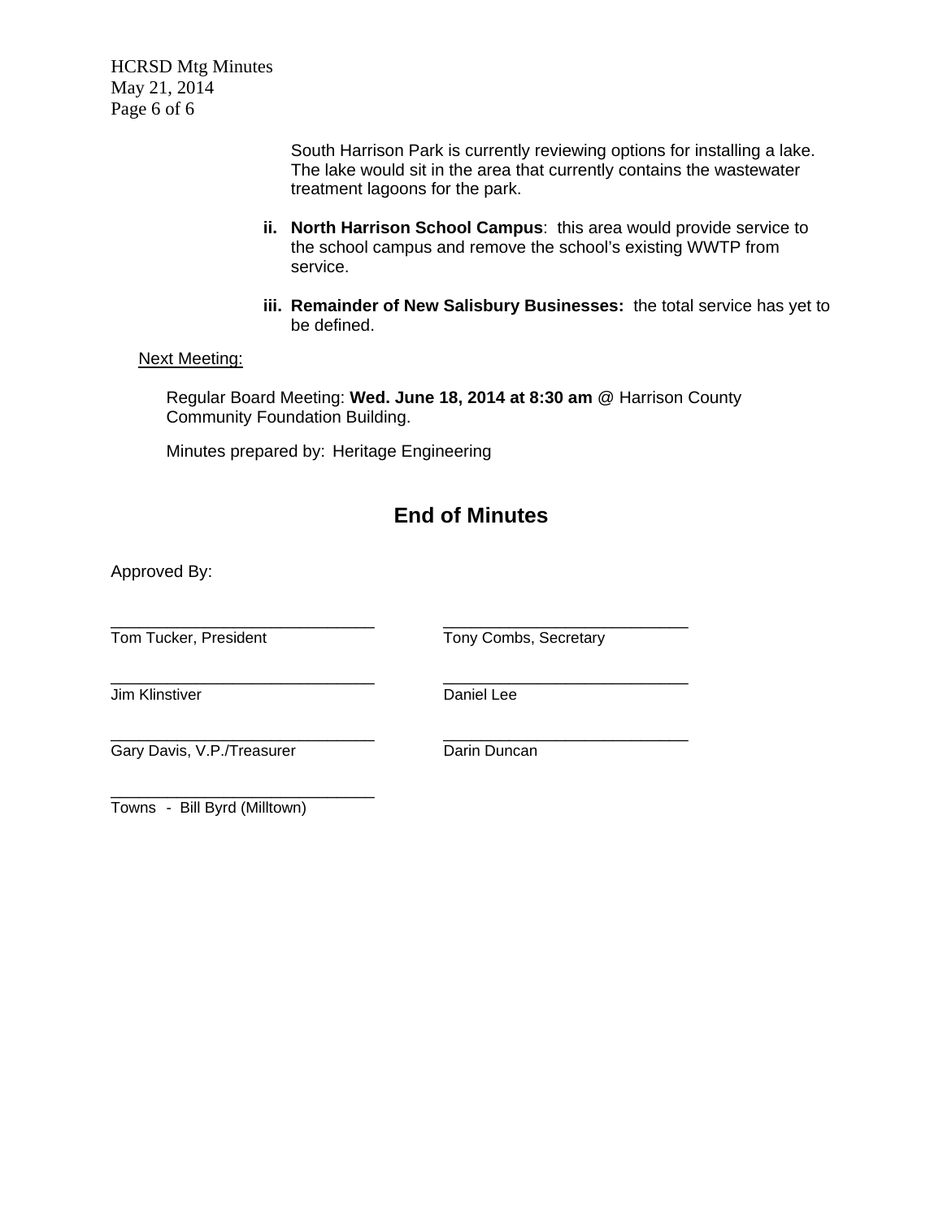South Harrison Park is currently reviewing options for installing a lake. The lake would sit in the area that currently contains the wastewater treatment lagoons for the park.

ii. **North Harrison School Campus**: this area would provide service to the school campus and remove the school's existing WWTP from service.

iii. **Remainder of New Salisbury Businesses:** the total service has yet to be defined.

Next Meeting:

Regular Board Meeting: **Wed. June 18, 2014 at 8:30 am** @ Harrison County Community Foundation Building.

Minutes prepared by: Heritage Engineering

## End of Minutes

Approved By:

| | |
|---|---|
| ____________________________ | ____________________________ |
| Tom Tucker, President | Tony Combs, Secretary |
| ____________________________ | ____________________________ |
| Jim Klinstiver | Daniel Lee |
| ____________________________ | ____________________________ |
| Gary Davis, V.P./Treasurer | Darin Duncan |
| ____________________________ | |
| Towns - Bill Byrd (Milltown) | |